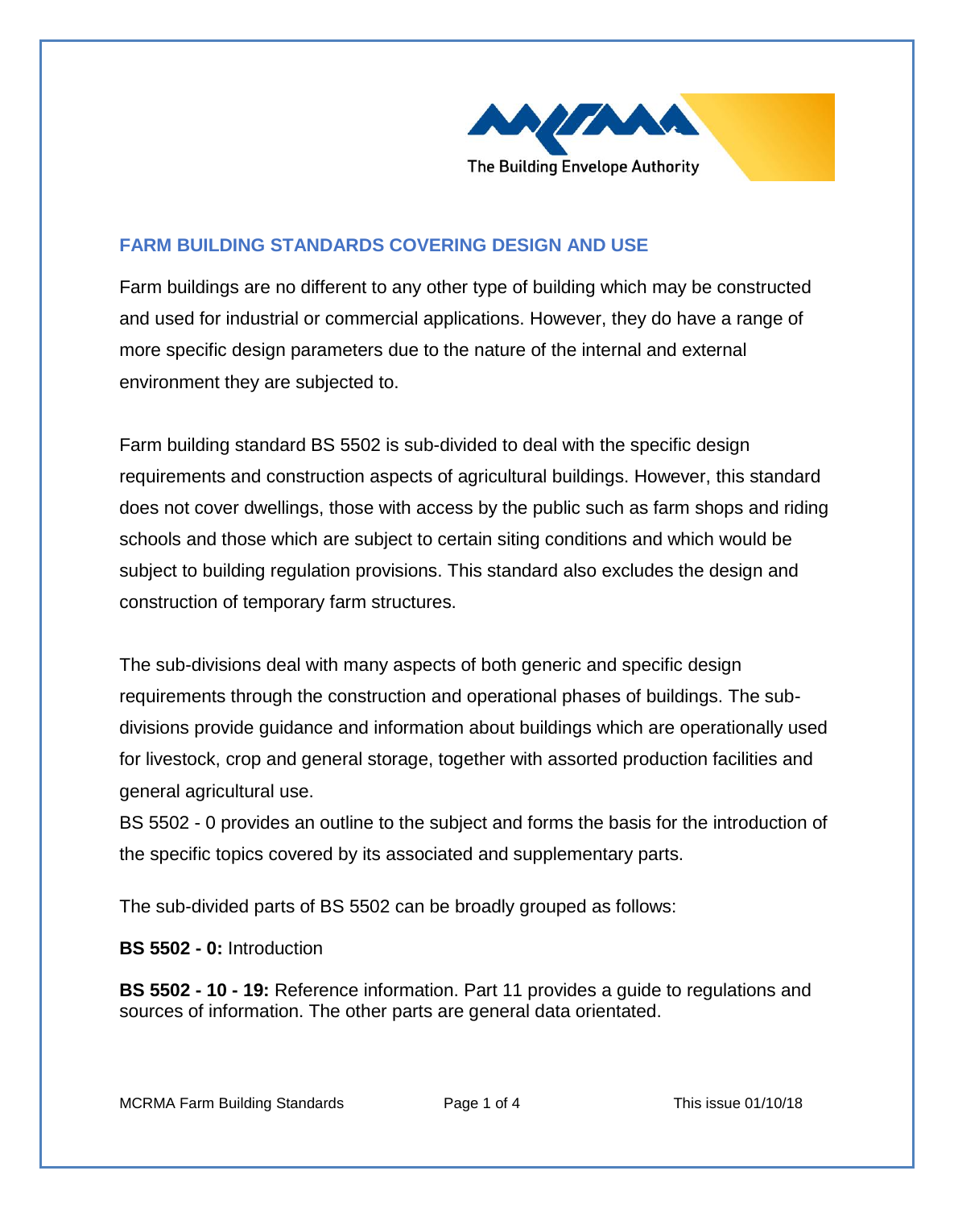## FARM BUILDING STANDARDS COVERING DESIGN AND USE

Farm buildings are no different to any other type of building which may be constructed and used for industrial or commercial applications. However, they do have a range of more specific design parameters due to the nature of the internal and external environment they are subjected to.

Farm building standard BS 5502 is sub-divided to deal with the specific design requirements and construction aspects of agricultural buildings. However, this standard does not cover dwellings, those with access by the public such as farm shops and riding schools and those which are subject to certain siting conditions and which would be subject to building regulation provisions. This standard also excludes the design and construction of temporary farm structures.

The sub-divisions deal with many aspects of both generic and specific design requirements through the construction and operational phases of buildings. The sub-divisions provide guidance and information about buildings which are operationally used for livestock, crop and general storage, together with assorted production facilities and general agricultural use.

BS 5502 - 0 provides an outline to the subject and forms the basis for the introduction of the specific topics covered by its associated and supplementary parts.

The sub-divided parts of BS 5502 can be broadly grouped as follows:

**BS 5502 - 0:** Introduction

**BS 5502 - 10 - 19:** Reference information. Part 11 provides a guide to regulations and sources of information. The other parts are general data orientated.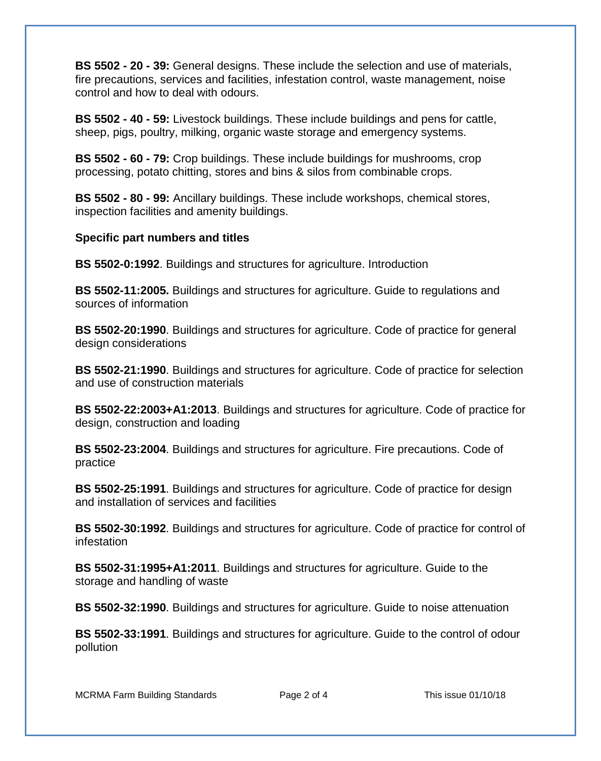**BS 5502 - 20 - 39:** General designs. These include the selection and use of materials, fire precautions, services and facilities, infestation control, waste management, noise control and how to deal with odours.

**BS 5502 - 40 - 59:** Livestock buildings. These include buildings and pens for cattle, sheep, pigs, poultry, milking, organic waste storage and emergency systems.

**BS 5502 - 60 - 79:** Crop buildings. These include buildings for mushrooms, crop processing, potato chitting, stores and bins & silos from combinable crops.

**BS 5502 - 80 - 99:** Ancillary buildings. These include workshops, chemical stores, inspection facilities and amenity buildings.

**Specific part numbers and titles**

**BS 5502-0:1992**. Buildings and structures for agriculture. Introduction

**BS 5502-11:2005.** Buildings and structures for agriculture. Guide to regulations and sources of information

**BS 5502-20:1990**. Buildings and structures for agriculture. Code of practice for general design considerations

**BS 5502-21:1990**. Buildings and structures for agriculture. Code of practice for selection and use of construction materials

**BS 5502-22:2003+A1:2013**. Buildings and structures for agriculture. Code of practice for design, construction and loading

**BS 5502-23:2004**. Buildings and structures for agriculture. Fire precautions. Code of practice

**BS 5502-25:1991**. Buildings and structures for agriculture. Code of practice for design and installation of services and facilities

**BS 5502-30:1992**. Buildings and structures for agriculture. Code of practice for control of infestation

**BS 5502-31:1995+A1:2011**. Buildings and structures for agriculture. Guide to the storage and handling of waste

**BS 5502-32:1990**. Buildings and structures for agriculture. Guide to noise attenuation

**BS 5502-33:1991**. Buildings and structures for agriculture. Guide to the control of odour pollution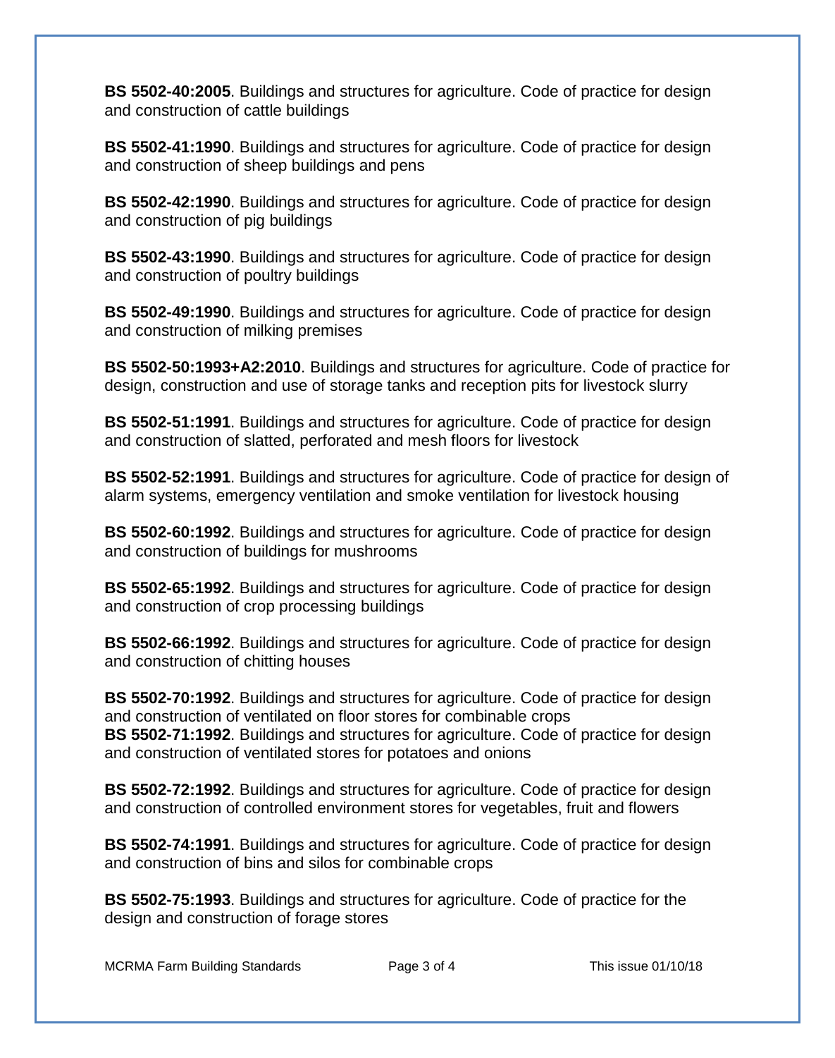**BS 5502-40:2005**. Buildings and structures for agriculture. Code of practice for design and construction of cattle buildings

**BS 5502-41:1990**. Buildings and structures for agriculture. Code of practice for design and construction of sheep buildings and pens

**BS 5502-42:1990**. Buildings and structures for agriculture. Code of practice for design and construction of pig buildings

**BS 5502-43:1990**. Buildings and structures for agriculture. Code of practice for design and construction of poultry buildings

**BS 5502-49:1990**. Buildings and structures for agriculture. Code of practice for design and construction of milking premises

**BS 5502-50:1993+A2:2010**. Buildings and structures for agriculture. Code of practice for design, construction and use of storage tanks and reception pits for livestock slurry

**BS 5502-51:1991**. Buildings and structures for agriculture. Code of practice for design and construction of slatted, perforated and mesh floors for livestock

**BS 5502-52:1991**. Buildings and structures for agriculture. Code of practice for design of alarm systems, emergency ventilation and smoke ventilation for livestock housing

**BS 5502-60:1992**. Buildings and structures for agriculture. Code of practice for design and construction of buildings for mushrooms

**BS 5502-65:1992**. Buildings and structures for agriculture. Code of practice for design and construction of crop processing buildings

**BS 5502-66:1992**. Buildings and structures for agriculture. Code of practice for design and construction of chitting houses

**BS 5502-70:1992**. Buildings and structures for agriculture. Code of practice for design and construction of ventilated on floor stores for combinable crops

**BS 5502-71:1992**. Buildings and structures for agriculture. Code of practice for design and construction of ventilated stores for potatoes and onions

**BS 5502-72:1992**. Buildings and structures for agriculture. Code of practice for design and construction of controlled environment stores for vegetables, fruit and flowers

**BS 5502-74:1991**. Buildings and structures for agriculture. Code of practice for design and construction of bins and silos for combinable crops

**BS 5502-75:1993**. Buildings and structures for agriculture. Code of practice for the design and construction of forage stores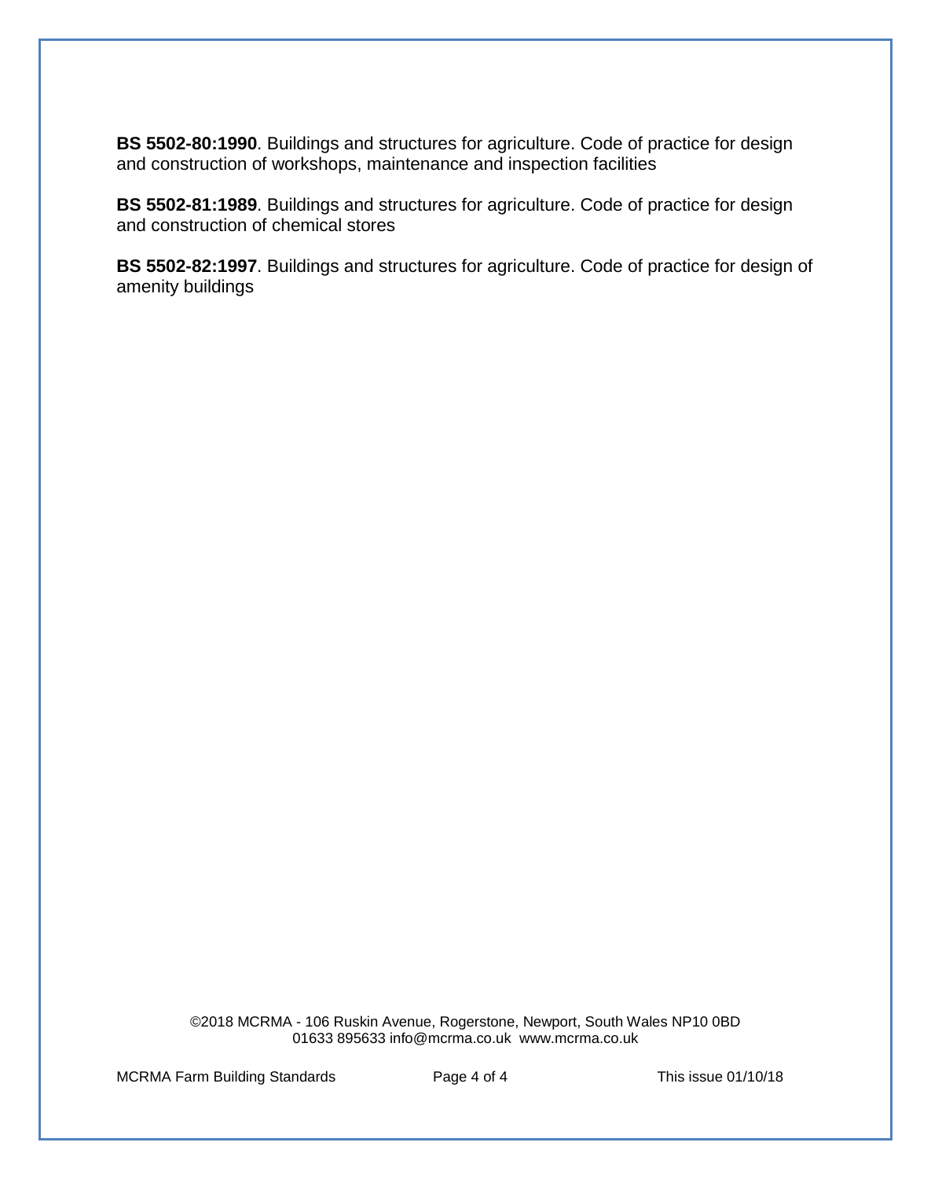**BS 5502-80:1990**. Buildings and structures for agriculture. Code of practice for design and construction of workshops, maintenance and inspection facilities

**BS 5502-81:1989**. Buildings and structures for agriculture. Code of practice for design and construction of chemical stores

**BS 5502-82:1997**. Buildings and structures for agriculture. Code of practice for design of amenity buildings

©2018 MCRMA - 106 Ruskin Avenue, Rogerstone, Newport, South Wales NP10 0BD
01633 895633 info@mcrma.co.uk www.mcrma.co.uk